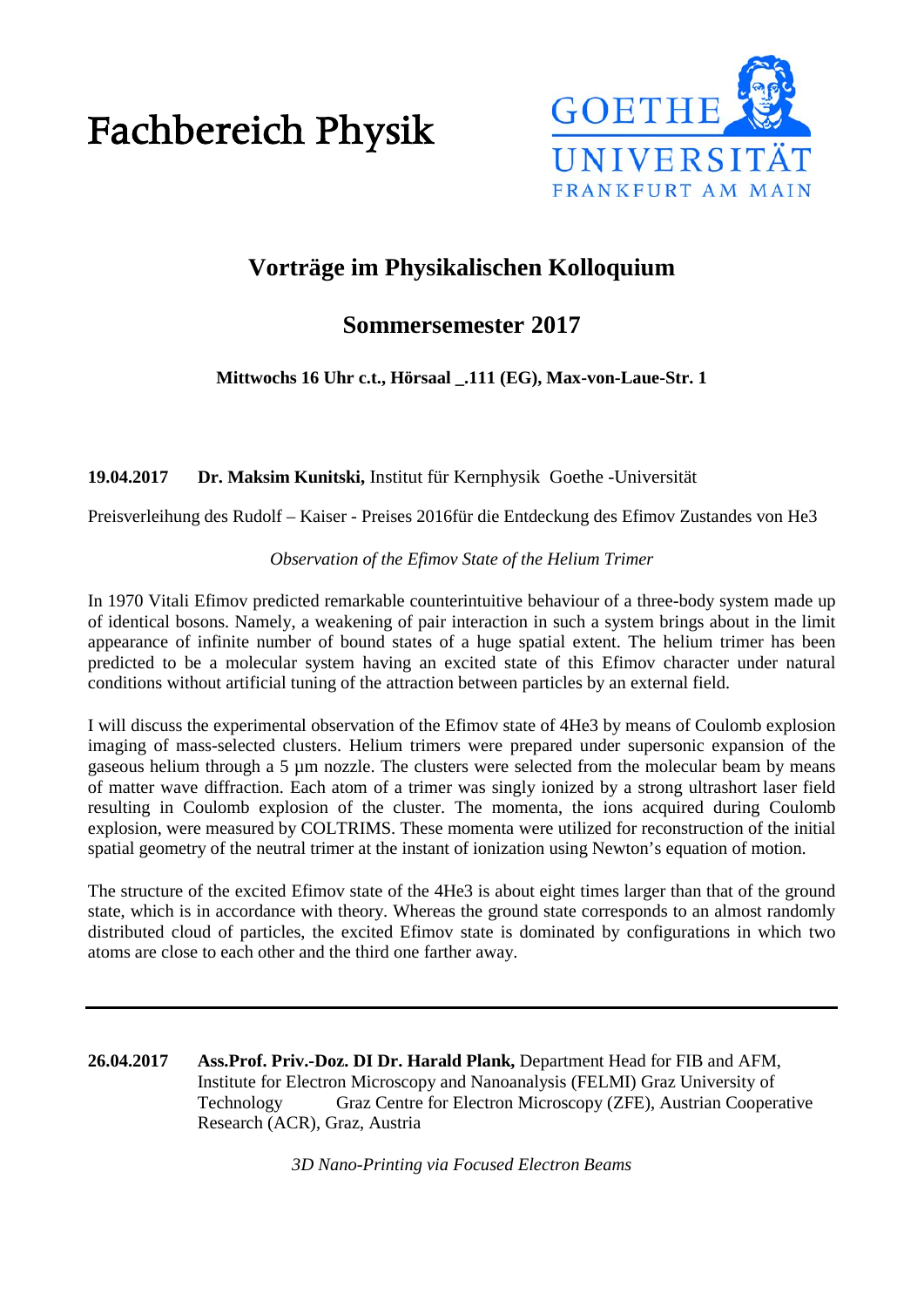Fachbereich Physik

GOETHE UNIVERSITÄT FRANKFURT AM MAIN

# Vorträge im Physikalischen Kolloquium

## Sommersemester 2017

**Mittwochs 16 Uhr c.t., Hörsaal _.111 (EG), Max-von-Laue-Str. 1**

**19.04.2017** **Dr. Maksim Kunitski,** Institut für Kernphysik Goethe -Universität

Preisverleihung des Rudolf – Kaiser - Preises 2016für die Entdeckung des Efimov Zustandes von He3

*Observation of the Efimov State of the Helium Trimer*

In 1970 Vitali Efimov predicted remarkable counterintuitive behaviour of a three-body system made up of identical bosons. Namely, a weakening of pair interaction in such a system brings about in the limit appearance of infinite number of bound states of a huge spatial extent. The helium trimer has been predicted to be a molecular system having an excited state of this Efimov character under natural conditions without artificial tuning of the attraction between particles by an external field.

I will discuss the experimental observation of the Efimov state of 4He3 by means of Coulomb explosion imaging of mass-selected clusters. Helium trimers were prepared under supersonic expansion of the gaseous helium through a 5 µm nozzle. The clusters were selected from the molecular beam by means of matter wave diffraction. Each atom of a trimer was singly ionized by a strong ultrashort laser field resulting in Coulomb explosion of the cluster. The momenta, the ions acquired during Coulomb explosion, were measured by COLTRIMS. These momenta were utilized for reconstruction of the initial spatial geometry of the neutral trimer at the instant of ionization using Newton's equation of motion.

The structure of the excited Efimov state of the 4He3 is about eight times larger than that of the ground state, which is in accordance with theory. Whereas the ground state corresponds to an almost randomly distributed cloud of particles, the excited Efimov state is dominated by configurations in which two atoms are close to each other and the third one farther away.

---

**26.04.2017** **Ass.Prof. Priv.-Doz. DI Dr. Harald Plank,** Department Head for FIB and AFM, Institute for Electron Microscopy and Nanoanalysis (FELMI) Graz University of Technology Graz Centre for Electron Microscopy (ZFE), Austrian Cooperative Research (ACR), Graz, Austria

*3D Nano-Printing via Focused Electron Beams*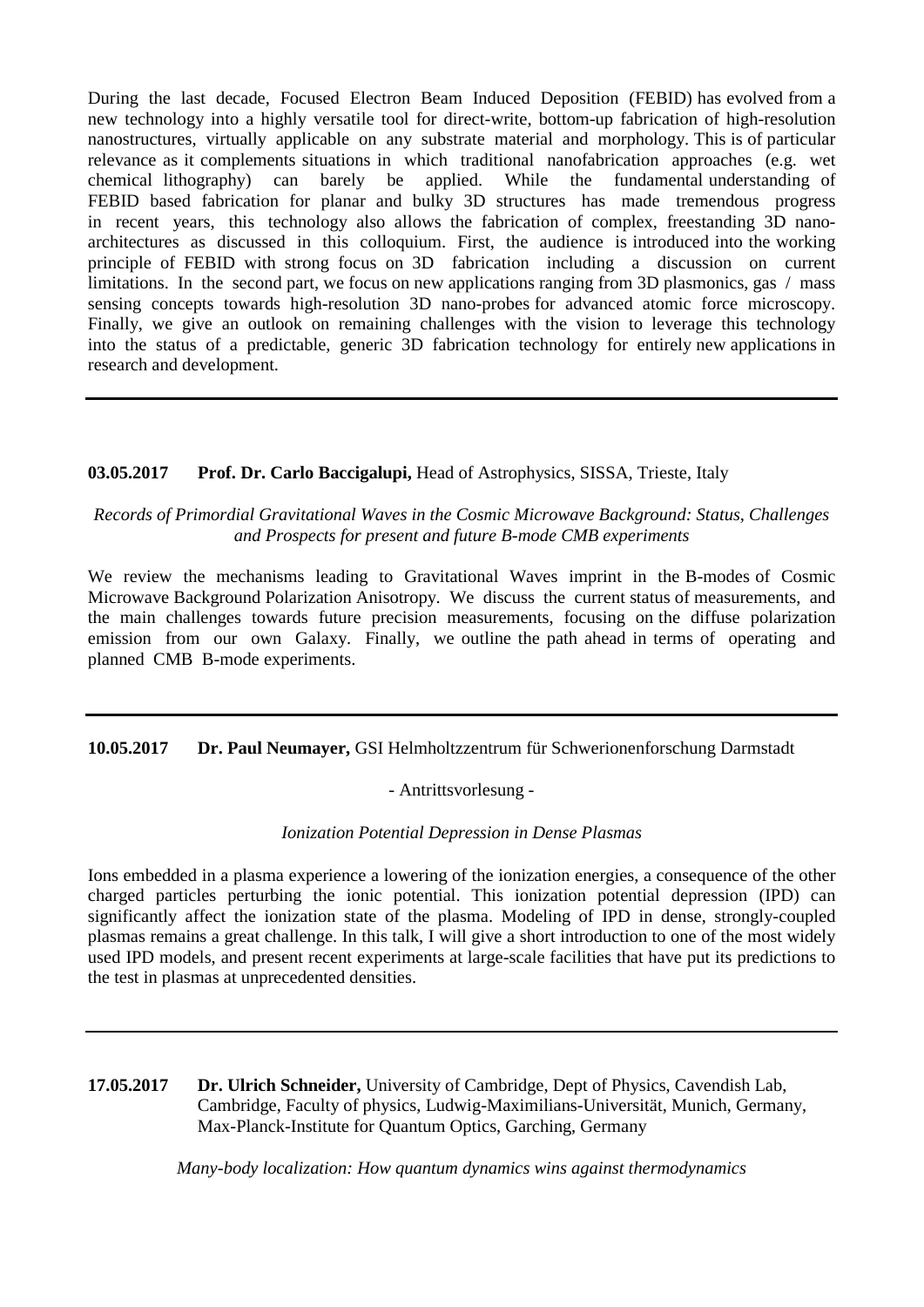During the last decade, Focused Electron Beam Induced Deposition (FEBID) has evolved from a new technology into a highly versatile tool for direct-write, bottom-up fabrication of high-resolution nanostructures, virtually applicable on any substrate material and morphology. This is of particular relevance as it complements situations in which traditional nanofabrication approaches (e.g. wet chemical lithography) can barely be applied. While the fundamental understanding of FEBID based fabrication for planar and bulky 3D structures has made tremendous progress in recent years, this technology also allows the fabrication of complex, freestanding 3D nano-architectures as discussed in this colloquium. First, the audience is introduced into the working principle of FEBID with strong focus on 3D fabrication including a discussion on current limitations. In the second part, we focus on new applications ranging from 3D plasmonics, gas / mass sensing concepts towards high-resolution 3D nano-probes for advanced atomic force microscopy. Finally, we give an outlook on remaining challenges with the vision to leverage this technology into the status of a predictable, generic 3D fabrication technology for entirely new applications in research and development.

---

**03.05.2017** **Prof. Dr. Carlo Baccigalupi,** Head of Astrophysics, SISSA, Trieste, Italy

*Records of Primordial Gravitational Waves in the Cosmic Microwave Background: Status, Challenges and Prospects for present and future B-mode CMB experiments*

We review the mechanisms leading to Gravitational Waves imprint in the B-modes of Cosmic Microwave Background Polarization Anisotropy. We discuss the current status of measurements, and the main challenges towards future precision measurements, focusing on the diffuse polarization emission from our own Galaxy. Finally, we outline the path ahead in terms of operating and planned CMB B-mode experiments.

---

**10.05.2017** **Dr. Paul Neumayer,** GSI Helmholtzzentrum für Schwerionenforschung Darmstadt

\- Antrittsvorlesung -

*Ionization Potential Depression in Dense Plasmas*

Ions embedded in a plasma experience a lowering of the ionization energies, a consequence of the other charged particles perturbing the ionic potential. This ionization potential depression (IPD) can significantly affect the ionization state of the plasma. Modeling of IPD in dense, strongly-coupled plasmas remains a great challenge. In this talk, I will give a short introduction to one of the most widely used IPD models, and present recent experiments at large-scale facilities that have put its predictions to the test in plasmas at unprecedented densities.

---

**17.05.2017** **Dr. Ulrich Schneider,** University of Cambridge, Dept of Physics, Cavendish Lab, Cambridge, Faculty of physics, Ludwig-Maximilians-Universität, Munich, Germany, Max-Planck-Institute for Quantum Optics, Garching, Germany

*Many-body localization: How quantum dynamics wins against thermodynamics*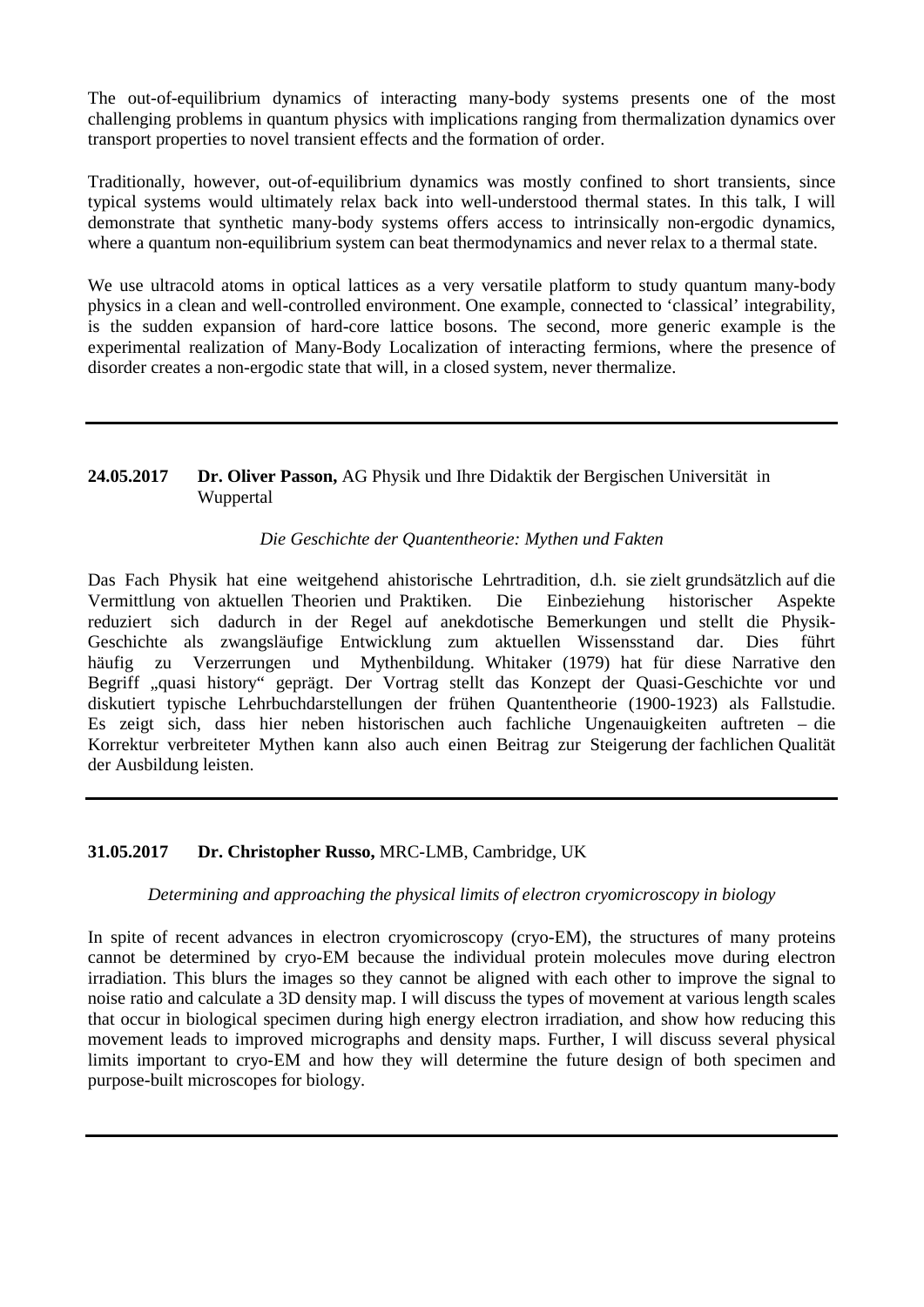The out-of-equilibrium dynamics of interacting many-body systems presents one of the most challenging problems in quantum physics with implications ranging from thermalization dynamics over transport properties to novel transient effects and the formation of order.

Traditionally, however, out-of-equilibrium dynamics was mostly confined to short transients, since typical systems would ultimately relax back into well-understood thermal states. In this talk, I will demonstrate that synthetic many-body systems offers access to intrinsically non-ergodic dynamics, where a quantum non-equilibrium system can beat thermodynamics and never relax to a thermal state.

We use ultracold atoms in optical lattices as a very versatile platform to study quantum many-body physics in a clean and well-controlled environment. One example, connected to 'classical' integrability, is the sudden expansion of hard-core lattice bosons. The second, more generic example is the experimental realization of Many-Body Localization of interacting fermions, where the presence of disorder creates a non-ergodic state that will, in a closed system, never thermalize.

---

**24.05.2017 Dr. Oliver Passon,** AG Physik und Ihre Didaktik der Bergischen Universität in Wuppertal

*Die Geschichte der Quantentheorie: Mythen und Fakten*

Das Fach Physik hat eine weitgehend ahistorische Lehrtradition, d.h. sie zielt grundsätzlich auf die Vermittlung von aktuellen Theorien und Praktiken. Die Einbeziehung historischer Aspekte reduziert sich dadurch in der Regel auf anekdotische Bemerkungen und stellt die Physik-Geschichte als zwangsläufige Entwicklung zum aktuellen Wissensstand dar. Dies führt häufig zu Verzerrungen und Mythenbildung. Whitaker (1979) hat für diese Narrative den Begriff „quasi history" geprägt. Der Vortrag stellt das Konzept der Quasi-Geschichte vor und diskutiert typische Lehrbuchdarstellungen der frühen Quantentheorie (1900-1923) als Fallstudie. Es zeigt sich, dass hier neben historischen auch fachliche Ungenauigkeiten auftreten – die Korrektur verbreiteter Mythen kann also auch einen Beitrag zur Steigerung der fachlichen Qualität der Ausbildung leisten.

---

**31.05.2017 Dr. Christopher Russo,** MRC-LMB, Cambridge, UK

*Determining and approaching the physical limits of electron cryomicroscopy in biology*

In spite of recent advances in electron cryomicroscopy (cryo-EM), the structures of many proteins cannot be determined by cryo-EM because the individual protein molecules move during electron irradiation. This blurs the images so they cannot be aligned with each other to improve the signal to noise ratio and calculate a 3D density map. I will discuss the types of movement at various length scales that occur in biological specimen during high energy electron irradiation, and show how reducing this movement leads to improved micrographs and density maps. Further, I will discuss several physical limits important to cryo-EM and how they will determine the future design of both specimen and purpose-built microscopes for biology.

---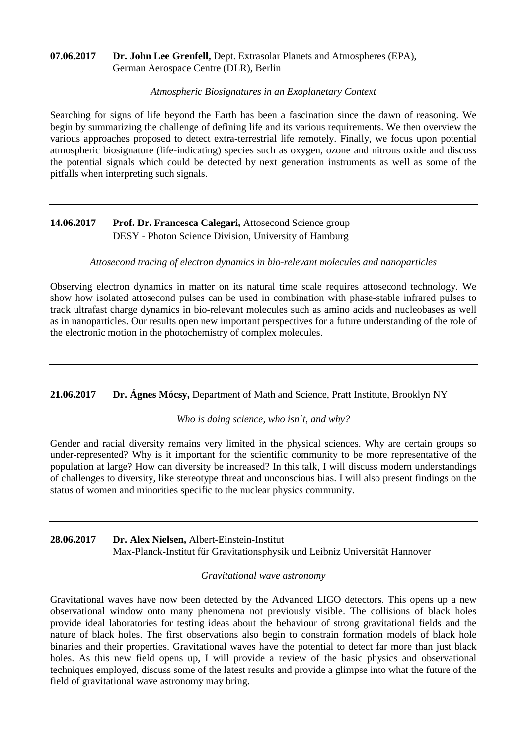**07.06.2017** **Dr. John Lee Grenfell,** Dept. Extrasolar Planets and Atmospheres (EPA), German Aerospace Centre (DLR), Berlin

*Atmospheric Biosignatures in an Exoplanetary Context*

Searching for signs of life beyond the Earth has been a fascination since the dawn of reasoning. We begin by summarizing the challenge of defining life and its various requirements. We then overview the various approaches proposed to detect extra-terrestrial life remotely. Finally, we focus upon potential atmospheric biosignature (life-indicating) species such as oxygen, ozone and nitrous oxide and discuss the potential signals which could be detected by next generation instruments as well as some of the pitfalls when interpreting such signals.

---

**14.06.2017** **Prof. Dr. Francesca Calegari,** Attosecond Science group DESY - Photon Science Division, University of Hamburg

*Attosecond tracing of electron dynamics in bio-relevant molecules and nanoparticles*

Observing electron dynamics in matter on its natural time scale requires attosecond technology. We show how isolated attosecond pulses can be used in combination with phase-stable infrared pulses to track ultrafast charge dynamics in bio-relevant molecules such as amino acids and nucleobases as well as in nanoparticles. Our results open new important perspectives for a future understanding of the role of the electronic motion in the photochemistry of complex molecules.

---

**21.06.2017** **Dr. Ágnes Mócsy,** Department of Math and Science, Pratt Institute, Brooklyn NY

*Who is doing science, who isn`t, and why?*

Gender and racial diversity remains very limited in the physical sciences. Why are certain groups so under-represented? Why is it important for the scientific community to be more representative of the population at large? How can diversity be increased? In this talk, I will discuss modern understandings of challenges to diversity, like stereotype threat and unconscious bias. I will also present findings on the status of women and minorities specific to the nuclear physics community.

---

**28.06.2017** **Dr. Alex Nielsen,** Albert-Einstein-Institut Max-Planck-Institut für Gravitationsphysik und Leibniz Universität Hannover

*Gravitational wave astronomy*

Gravitational waves have now been detected by the Advanced LIGO detectors. This opens up a new observational window onto many phenomena not previously visible. The collisions of black holes provide ideal laboratories for testing ideas about the behaviour of strong gravitational fields and the nature of black holes. The first observations also begin to constrain formation models of black hole binaries and their properties. Gravitational waves have the potential to detect far more than just black holes. As this new field opens up, I will provide a review of the basic physics and observational techniques employed, discuss some of the latest results and provide a glimpse into what the future of the field of gravitational wave astronomy may bring.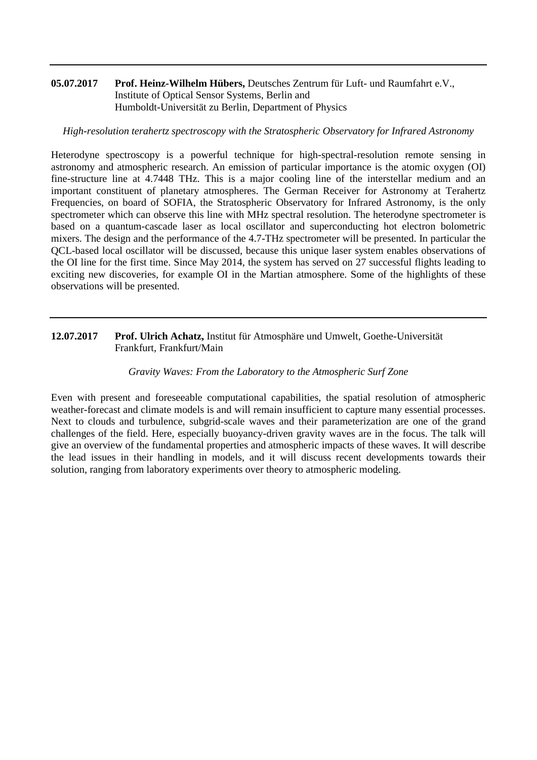---

**05.07.2017** **Prof. Heinz-Wilhelm Hübers,** Deutsches Zentrum für Luft- und Raumfahrt e.V., Institute of Optical Sensor Systems, Berlin and Humboldt-Universität zu Berlin, Department of Physics

*High-resolution terahertz spectroscopy with the Stratospheric Observatory for Infrared Astronomy*

Heterodyne spectroscopy is a powerful technique for high-spectral-resolution remote sensing in astronomy and atmospheric research. An emission of particular importance is the atomic oxygen (OI) fine-structure line at 4.7448 THz. This is a major cooling line of the interstellar medium and an important constituent of planetary atmospheres. The German Receiver for Astronomy at Terahertz Frequencies, on board of SOFIA, the Stratospheric Observatory for Infrared Astronomy, is the only spectrometer which can observe this line with MHz spectral resolution. The heterodyne spectrometer is based on a quantum-cascade laser as local oscillator and superconducting hot electron bolometric mixers. The design and the performance of the 4.7-THz spectrometer will be presented. In particular the QCL-based local oscillator will be discussed, because this unique laser system enables observations of the OI line for the first time. Since May 2014, the system has served on 27 successful flights leading to exciting new discoveries, for example OI in the Martian atmosphere. Some of the highlights of these observations will be presented.

---

**12.07.2017** **Prof. Ulrich Achatz,** Institut für Atmosphäre und Umwelt, Goethe-Universität Frankfurt, Frankfurt/Main

*Gravity Waves: From the Laboratory to the Atmospheric Surf Zone*

Even with present and foreseeable computational capabilities, the spatial resolution of atmospheric weather-forecast and climate models is and will remain insufficient to capture many essential processes. Next to clouds and turbulence, subgrid-scale waves and their parameterization are one of the grand challenges of the field. Here, especially buoyancy-driven gravity waves are in the focus. The talk will give an overview of the fundamental properties and atmospheric impacts of these waves. It will describe the lead issues in their handling in models, and it will discuss recent developments towards their solution, ranging from laboratory experiments over theory to atmospheric modeling.